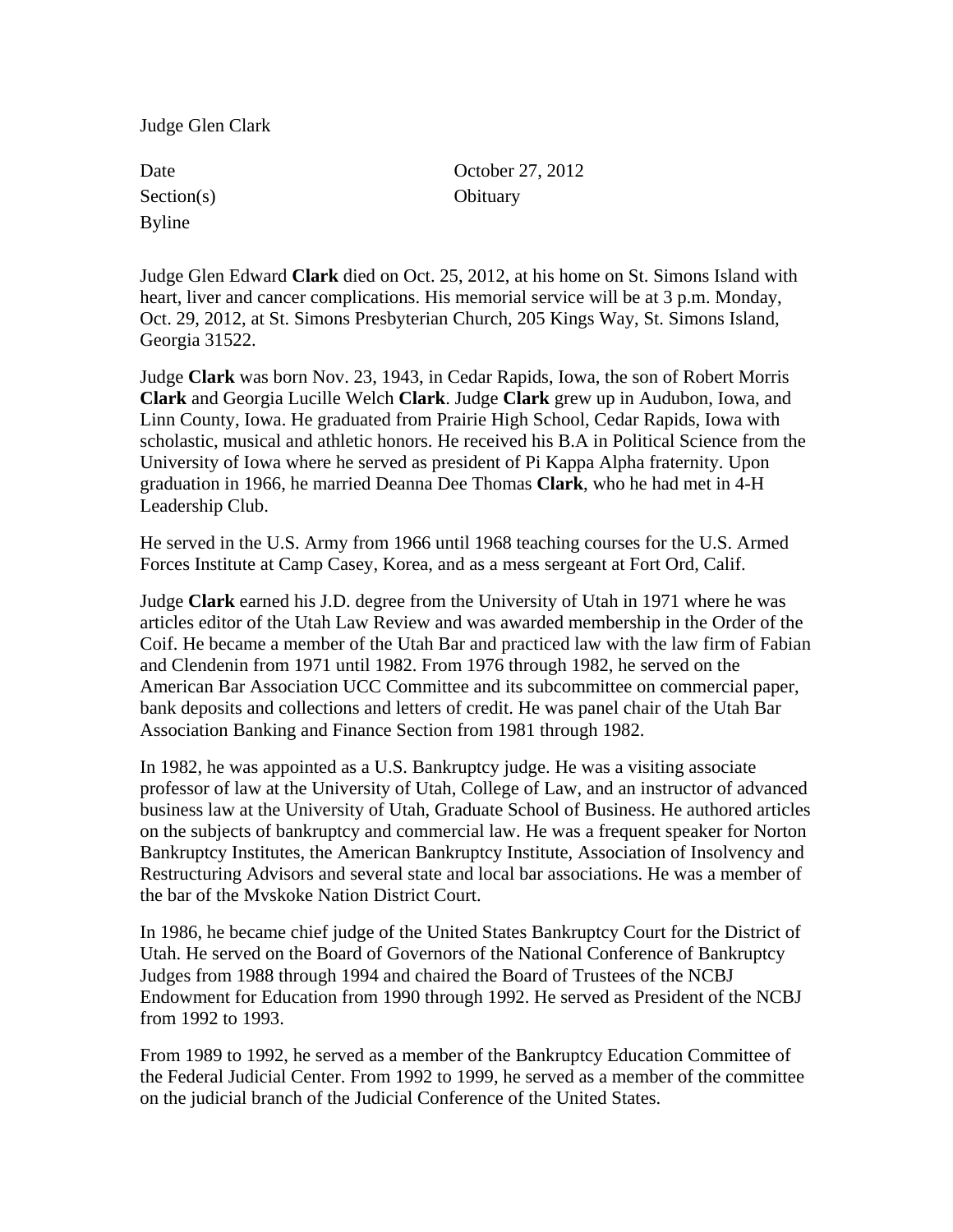Judge Glen Clark

| Date | October 27, 2012 |
| --- | --- |
| Section(s) | Obituary |
| Byline | |

Judge Glen Edward **Clark** died on Oct. 25, 2012, at his home on St. Simons Island with heart, liver and cancer complications. His memorial service will be at 3 p.m. Monday, Oct. 29, 2012, at St. Simons Presbyterian Church, 205 Kings Way, St. Simons Island, Georgia 31522.

Judge **Clark** was born Nov. 23, 1943, in Cedar Rapids, Iowa, the son of Robert Morris **Clark** and Georgia Lucille Welch **Clark**. Judge **Clark** grew up in Audubon, Iowa, and Linn County, Iowa. He graduated from Prairie High School, Cedar Rapids, Iowa with scholastic, musical and athletic honors. He received his B.A in Political Science from the University of Iowa where he served as president of Pi Kappa Alpha fraternity. Upon graduation in 1966, he married Deanna Dee Thomas **Clark**, who he had met in 4-H Leadership Club.

He served in the U.S. Army from 1966 until 1968 teaching courses for the U.S. Armed Forces Institute at Camp Casey, Korea, and as a mess sergeant at Fort Ord, Calif.

Judge **Clark** earned his J.D. degree from the University of Utah in 1971 where he was articles editor of the Utah Law Review and was awarded membership in the Order of the Coif. He became a member of the Utah Bar and practiced law with the law firm of Fabian and Clendenin from 1971 until 1982. From 1976 through 1982, he served on the American Bar Association UCC Committee and its subcommittee on commercial paper, bank deposits and collections and letters of credit. He was panel chair of the Utah Bar Association Banking and Finance Section from 1981 through 1982.

In 1982, he was appointed as a U.S. Bankruptcy judge. He was a visiting associate professor of law at the University of Utah, College of Law, and an instructor of advanced business law at the University of Utah, Graduate School of Business. He authored articles on the subjects of bankruptcy and commercial law. He was a frequent speaker for Norton Bankruptcy Institutes, the American Bankruptcy Institute, Association of Insolvency and Restructuring Advisors and several state and local bar associations. He was a member of the bar of the Mvskoke Nation District Court.

In 1986, he became chief judge of the United States Bankruptcy Court for the District of Utah. He served on the Board of Governors of the National Conference of Bankruptcy Judges from 1988 through 1994 and chaired the Board of Trustees of the NCBJ Endowment for Education from 1990 through 1992. He served as President of the NCBJ from 1992 to 1993.

From 1989 to 1992, he served as a member of the Bankruptcy Education Committee of the Federal Judicial Center. From 1992 to 1999, he served as a member of the committee on the judicial branch of the Judicial Conference of the United States.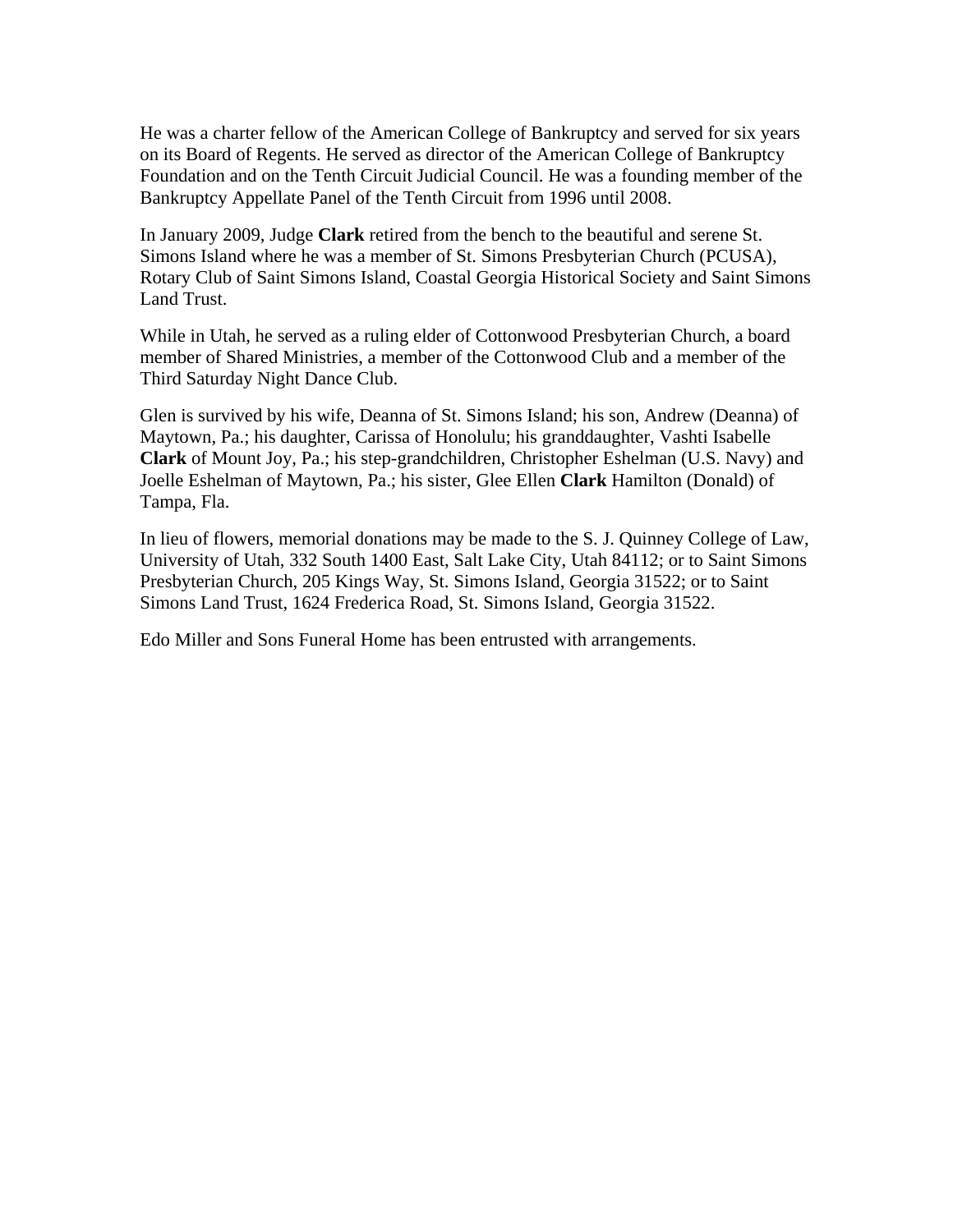He was a charter fellow of the American College of Bankruptcy and served for six years on its Board of Regents. He served as director of the American College of Bankruptcy Foundation and on the Tenth Circuit Judicial Council. He was a founding member of the Bankruptcy Appellate Panel of the Tenth Circuit from 1996 until 2008.

In January 2009, Judge **Clark** retired from the bench to the beautiful and serene St. Simons Island where he was a member of St. Simons Presbyterian Church (PCUSA), Rotary Club of Saint Simons Island, Coastal Georgia Historical Society and Saint Simons Land Trust.

While in Utah, he served as a ruling elder of Cottonwood Presbyterian Church, a board member of Shared Ministries, a member of the Cottonwood Club and a member of the Third Saturday Night Dance Club.

Glen is survived by his wife, Deanna of St. Simons Island; his son, Andrew (Deanna) of Maytown, Pa.; his daughter, Carissa of Honolulu; his granddaughter, Vashti Isabelle **Clark** of Mount Joy, Pa.; his step-grandchildren, Christopher Eshelman (U.S. Navy) and Joelle Eshelman of Maytown, Pa.; his sister, Glee Ellen **Clark** Hamilton (Donald) of Tampa, Fla.

In lieu of flowers, memorial donations may be made to the S. J. Quinney College of Law, University of Utah, 332 South 1400 East, Salt Lake City, Utah 84112; or to Saint Simons Presbyterian Church, 205 Kings Way, St. Simons Island, Georgia 31522; or to Saint Simons Land Trust, 1624 Frederica Road, St. Simons Island, Georgia 31522.

Edo Miller and Sons Funeral Home has been entrusted with arrangements.